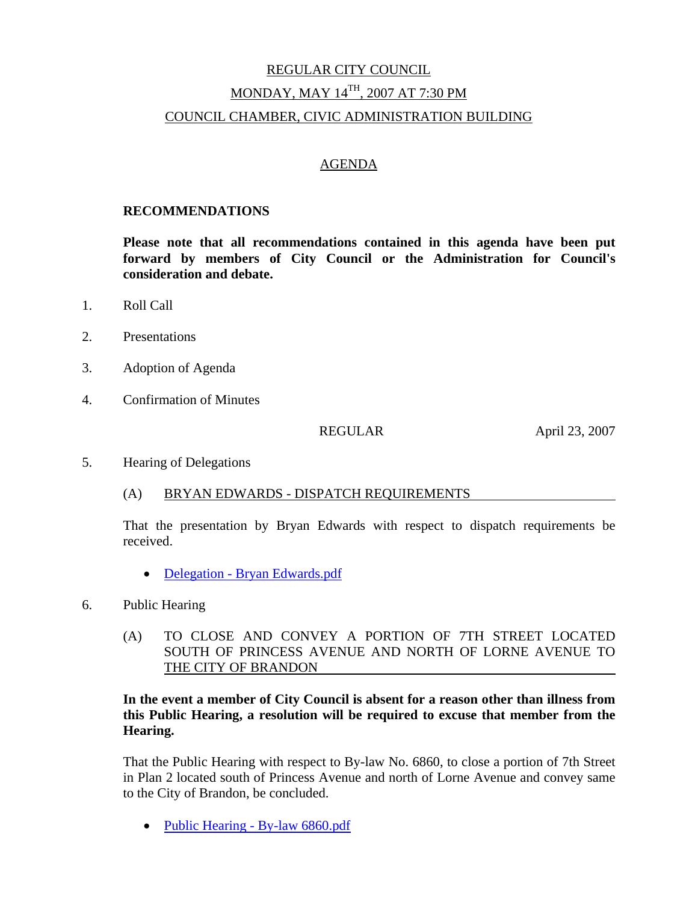REGULAR CITY COUNCIL

MONDAY, MAY 14TH, 2007 AT 7:30 PM

COUNCIL CHAMBER, CIVIC ADMINISTRATION BUILDING

# AGENDA

## RECOMMENDATIONS

**Please note that all recommendations contained in this agenda have been put forward by members of City Council or the Administration for Council's consideration and debate.**

1. Roll Call

2. Presentations

3. Adoption of Agenda

4. Confirmation of Minutes

   REGULAR April 23, 2007

5. Hearing of Delegations

   (A) BRYAN EDWARDS - DISPATCH REQUIREMENTS

   That the presentation by Bryan Edwards with respect to dispatch requirements be received.

   - Delegation - Bryan Edwards.pdf

6. Public Hearing

   (A) TO CLOSE AND CONVEY A PORTION OF 7TH STREET LOCATED SOUTH OF PRINCESS AVENUE AND NORTH OF LORNE AVENUE TO THE CITY OF BRANDON

   **In the event a member of City Council is absent for a reason other than illness from this Public Hearing, a resolution will be required to excuse that member from the Hearing.**

   That the Public Hearing with respect to By-law No. 6860, to close a portion of 7th Street in Plan 2 located south of Princess Avenue and north of Lorne Avenue and convey same to the City of Brandon, be concluded.

   - Public Hearing - By-law 6860.pdf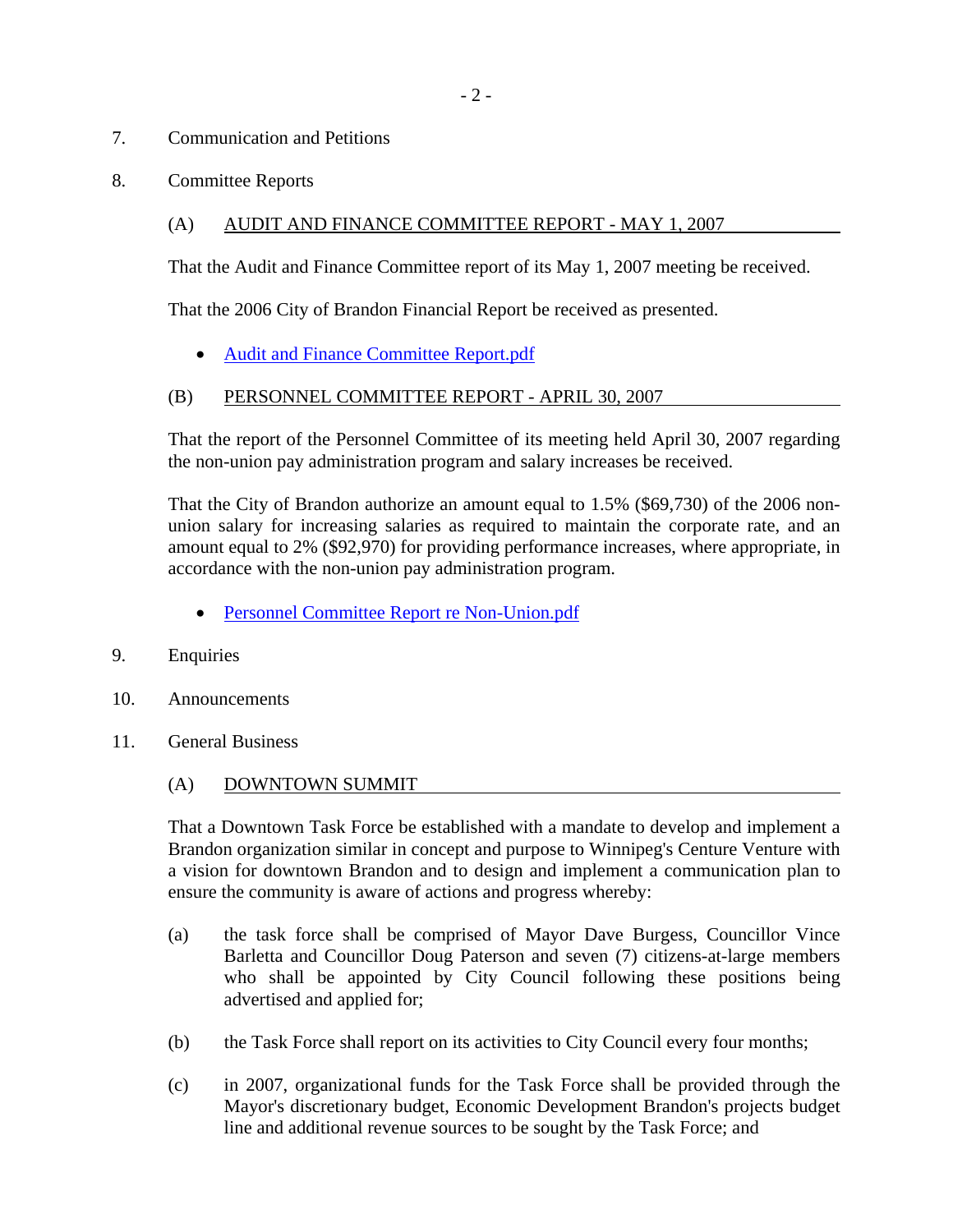7. Communication and Petitions

8. Committee Reports

   (A) AUDIT AND FINANCE COMMITTEE REPORT - MAY 1, 2007

   That the Audit and Finance Committee report of its May 1, 2007 meeting be received.

   That the 2006 City of Brandon Financial Report be received as presented.

   - Audit and Finance Committee Report.pdf

   (B) PERSONNEL COMMITTEE REPORT - APRIL 30, 2007

   That the report of the Personnel Committee of its meeting held April 30, 2007 regarding the non-union pay administration program and salary increases be received.

   That the City of Brandon authorize an amount equal to 1.5% ($69,730) of the 2006 non-union salary for increasing salaries as required to maintain the corporate rate, and an amount equal to 2% ($92,970) for providing performance increases, where appropriate, in accordance with the non-union pay administration program.

   - Personnel Committee Report re Non-Union.pdf

9. Enquiries

10. Announcements

11. General Business

   (A) DOWNTOWN SUMMIT

   That a Downtown Task Force be established with a mandate to develop and implement a Brandon organization similar in concept and purpose to Winnipeg's Centure Venture with a vision for downtown Brandon and to design and implement a communication plan to ensure the community is aware of actions and progress whereby:

   (a) the task force shall be comprised of Mayor Dave Burgess, Councillor Vince Barletta and Councillor Doug Paterson and seven (7) citizens-at-large members who shall be appointed by City Council following these positions being advertised and applied for;

   (b) the Task Force shall report on its activities to City Council every four months;

   (c) in 2007, organizational funds for the Task Force shall be provided through the Mayor's discretionary budget, Economic Development Brandon's projects budget line and additional revenue sources to be sought by the Task Force; and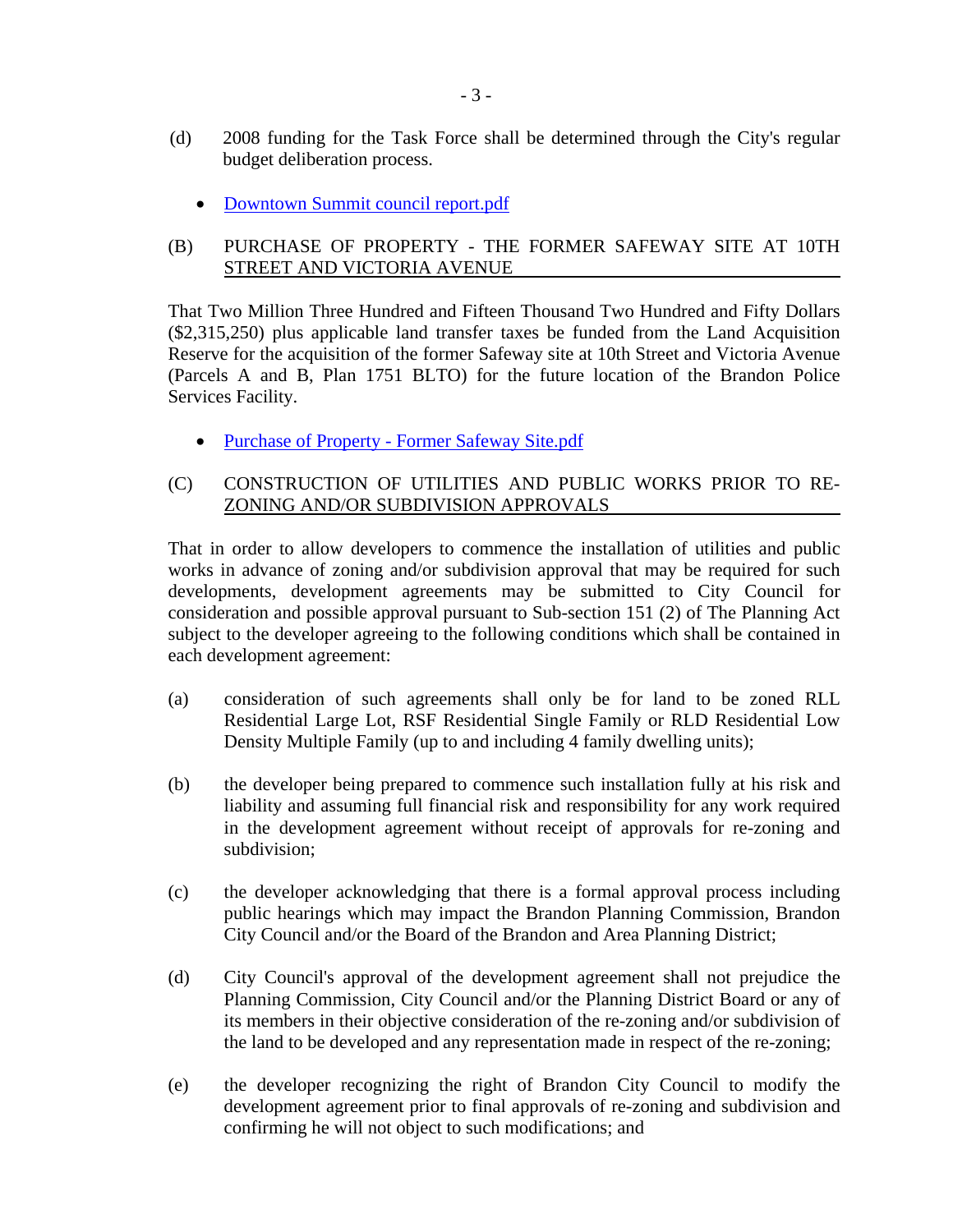(d) 2008 funding for the Task Force shall be determined through the City's regular budget deliberation process.

- Downtown Summit council report.pdf

## (B) PURCHASE OF PROPERTY - THE FORMER SAFEWAY SITE AT 10TH STREET AND VICTORIA AVENUE

That Two Million Three Hundred and Fifteen Thousand Two Hundred and Fifty Dollars ($2,315,250) plus applicable land transfer taxes be funded from the Land Acquisition Reserve for the acquisition of the former Safeway site at 10th Street and Victoria Avenue (Parcels A and B, Plan 1751 BLTO) for the future location of the Brandon Police Services Facility.

- Purchase of Property - Former Safeway Site.pdf

## (C) CONSTRUCTION OF UTILITIES AND PUBLIC WORKS PRIOR TO RE-ZONING AND/OR SUBDIVISION APPROVALS

That in order to allow developers to commence the installation of utilities and public works in advance of zoning and/or subdivision approval that may be required for such developments, development agreements may be submitted to City Council for consideration and possible approval pursuant to Sub-section 151 (2) of The Planning Act subject to the developer agreeing to the following conditions which shall be contained in each development agreement:

(a) consideration of such agreements shall only be for land to be zoned RLL Residential Large Lot, RSF Residential Single Family or RLD Residential Low Density Multiple Family (up to and including 4 family dwelling units);

(b) the developer being prepared to commence such installation fully at his risk and liability and assuming full financial risk and responsibility for any work required in the development agreement without receipt of approvals for re-zoning and subdivision;

(c) the developer acknowledging that there is a formal approval process including public hearings which may impact the Brandon Planning Commission, Brandon City Council and/or the Board of the Brandon and Area Planning District;

(d) City Council's approval of the development agreement shall not prejudice the Planning Commission, City Council and/or the Planning District Board or any of its members in their objective consideration of the re-zoning and/or subdivision of the land to be developed and any representation made in respect of the re-zoning;

(e) the developer recognizing the right of Brandon City Council to modify the development agreement prior to final approvals of re-zoning and subdivision and confirming he will not object to such modifications; and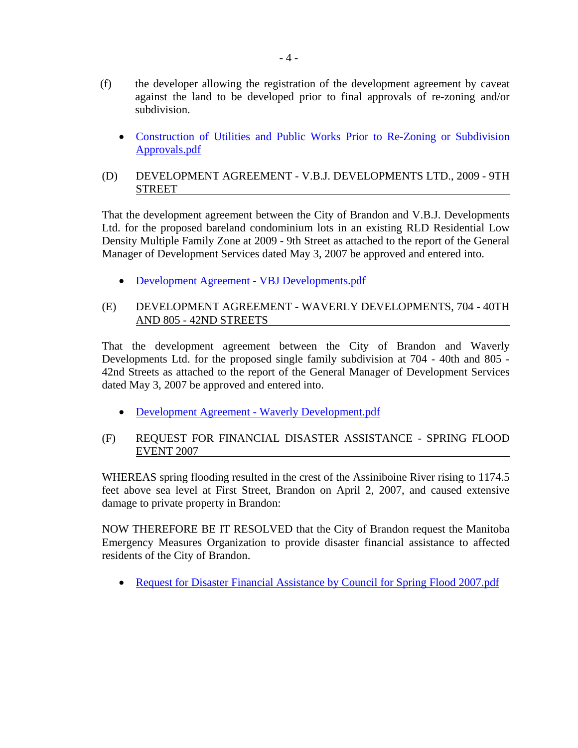(f) the developer allowing the registration of the development agreement by caveat against the land to be developed prior to final approvals of re-zoning and/or subdivision.

- Construction of Utilities and Public Works Prior to Re-Zoning or Subdivision Approvals.pdf

(D) DEVELOPMENT AGREEMENT - V.B.J. DEVELOPMENTS LTD., 2009 - 9TH STREET

That the development agreement between the City of Brandon and V.B.J. Developments Ltd. for the proposed bareland condominium lots in an existing RLD Residential Low Density Multiple Family Zone at 2009 - 9th Street as attached to the report of the General Manager of Development Services dated May 3, 2007 be approved and entered into.

- Development Agreement - VBJ Developments.pdf

(E) DEVELOPMENT AGREEMENT - WAVERLY DEVELOPMENTS, 704 - 40TH AND 805 - 42ND STREETS

That the development agreement between the City of Brandon and Waverly Developments Ltd. for the proposed single family subdivision at 704 - 40th and 805 - 42nd Streets as attached to the report of the General Manager of Development Services dated May 3, 2007 be approved and entered into.

- Development Agreement - Waverly Development.pdf

(F) REQUEST FOR FINANCIAL DISASTER ASSISTANCE - SPRING FLOOD EVENT 2007

WHEREAS spring flooding resulted in the crest of the Assiniboine River rising to 1174.5 feet above sea level at First Street, Brandon on April 2, 2007, and caused extensive damage to private property in Brandon:

NOW THEREFORE BE IT RESOLVED that the City of Brandon request the Manitoba Emergency Measures Organization to provide disaster financial assistance to affected residents of the City of Brandon.

- Request for Disaster Financial Assistance by Council for Spring Flood 2007.pdf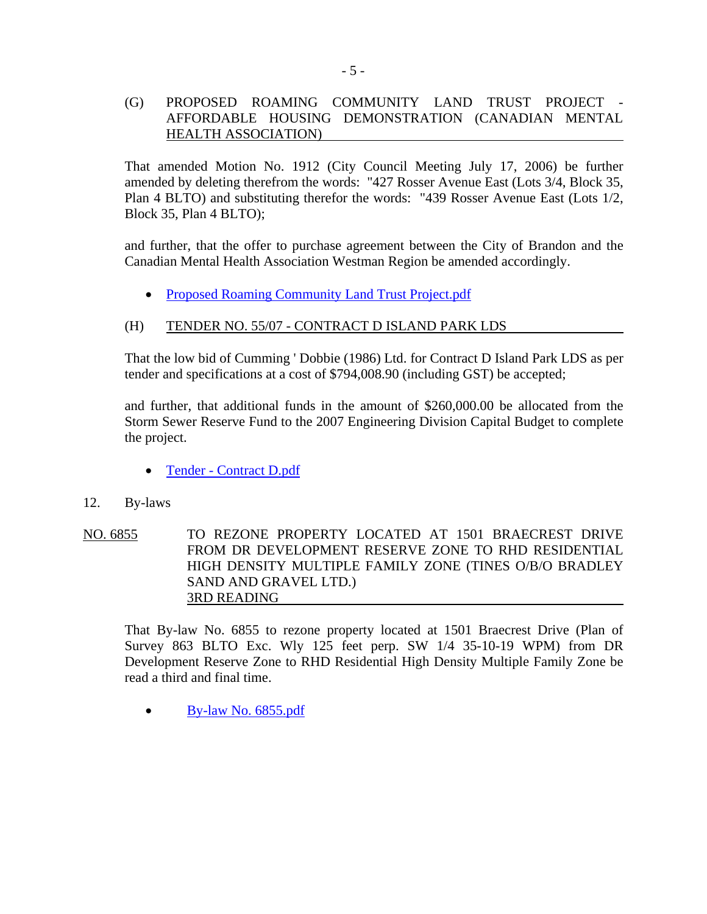(G) PROPOSED ROAMING COMMUNITY LAND TRUST PROJECT - AFFORDABLE HOUSING DEMONSTRATION (CANADIAN MENTAL HEALTH ASSOCIATION)

That amended Motion No. 1912 (City Council Meeting July 17, 2006) be further amended by deleting therefrom the words: "427 Rosser Avenue East (Lots 3/4, Block 35, Plan 4 BLTO) and substituting therefor the words: "439 Rosser Avenue East (Lots 1/2, Block 35, Plan 4 BLTO);

and further, that the offer to purchase agreement between the City of Brandon and the Canadian Mental Health Association Westman Region be amended accordingly.

- Proposed Roaming Community Land Trust Project.pdf

(H) TENDER NO. 55/07 - CONTRACT D ISLAND PARK LDS

That the low bid of Cumming ' Dobbie (1986) Ltd. for Contract D Island Park LDS as per tender and specifications at a cost of $794,008.90 (including GST) be accepted;

and further, that additional funds in the amount of $260,000.00 be allocated from the Storm Sewer Reserve Fund to the 2007 Engineering Division Capital Budget to complete the project.

- Tender - Contract D.pdf

12. By-laws

NO. 6855 TO REZONE PROPERTY LOCATED AT 1501 BRAECREST DRIVE FROM DR DEVELOPMENT RESERVE ZONE TO RHD RESIDENTIAL HIGH DENSITY MULTIPLE FAMILY ZONE (TINES O/B/O BRADLEY SAND AND GRAVEL LTD.)
3RD READING

That By-law No. 6855 to rezone property located at 1501 Braecrest Drive (Plan of Survey 863 BLTO Exc. Wly 125 feet perp. SW 1/4 35-10-19 WPM) from DR Development Reserve Zone to RHD Residential High Density Multiple Family Zone be read a third and final time.

- By-law No. 6855.pdf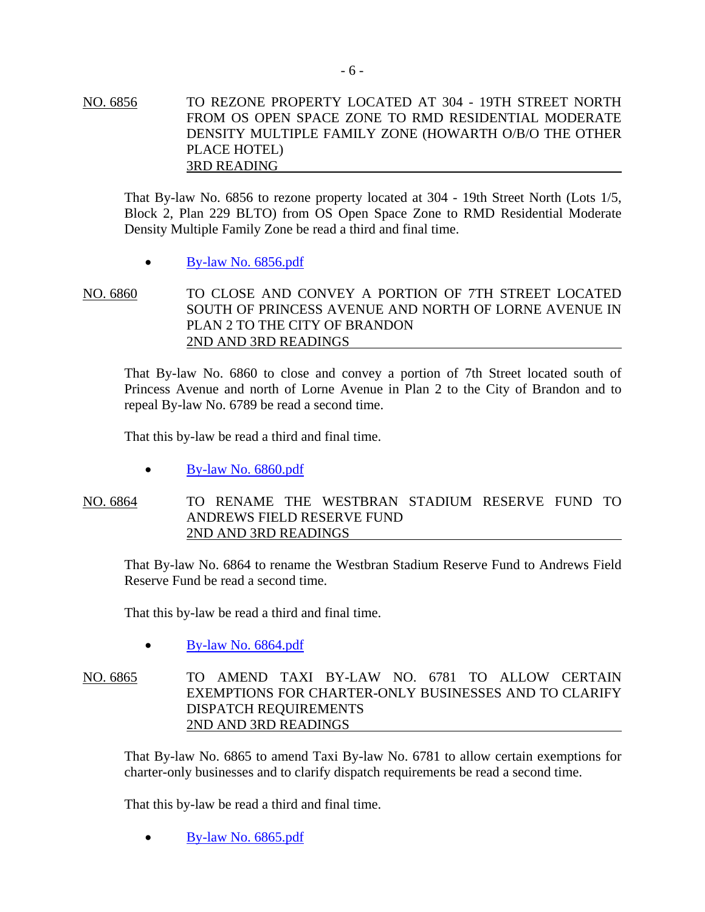NO. 6856 TO REZONE PROPERTY LOCATED AT 304 - 19TH STREET NORTH FROM OS OPEN SPACE ZONE TO RMD RESIDENTIAL MODERATE DENSITY MULTIPLE FAMILY ZONE (HOWARTH O/B/O THE OTHER PLACE HOTEL)
3RD READING

That By-law No. 6856 to rezone property located at 304 - 19th Street North (Lots 1/5, Block 2, Plan 229 BLTO) from OS Open Space Zone to RMD Residential Moderate Density Multiple Family Zone be read a third and final time.

- By-law No. 6856.pdf

NO. 6860 TO CLOSE AND CONVEY A PORTION OF 7TH STREET LOCATED SOUTH OF PRINCESS AVENUE AND NORTH OF LORNE AVENUE IN PLAN 2 TO THE CITY OF BRANDON
2ND AND 3RD READINGS

That By-law No. 6860 to close and convey a portion of 7th Street located south of Princess Avenue and north of Lorne Avenue in Plan 2 to the City of Brandon and to repeal By-law No. 6789 be read a second time.

That this by-law be read a third and final time.

- By-law No. 6860.pdf

NO. 6864 TO RENAME THE WESTBRAN STADIUM RESERVE FUND TO ANDREWS FIELD RESERVE FUND
2ND AND 3RD READINGS

That By-law No. 6864 to rename the Westbran Stadium Reserve Fund to Andrews Field Reserve Fund be read a second time.

That this by-law be read a third and final time.

- By-law No. 6864.pdf

NO. 6865 TO AMEND TAXI BY-LAW NO. 6781 TO ALLOW CERTAIN EXEMPTIONS FOR CHARTER-ONLY BUSINESSES AND TO CLARIFY DISPATCH REQUIREMENTS
2ND AND 3RD READINGS

That By-law No. 6865 to amend Taxi By-law No. 6781 to allow certain exemptions for charter-only businesses and to clarify dispatch requirements be read a second time.

That this by-law be read a third and final time.

- By-law No. 6865.pdf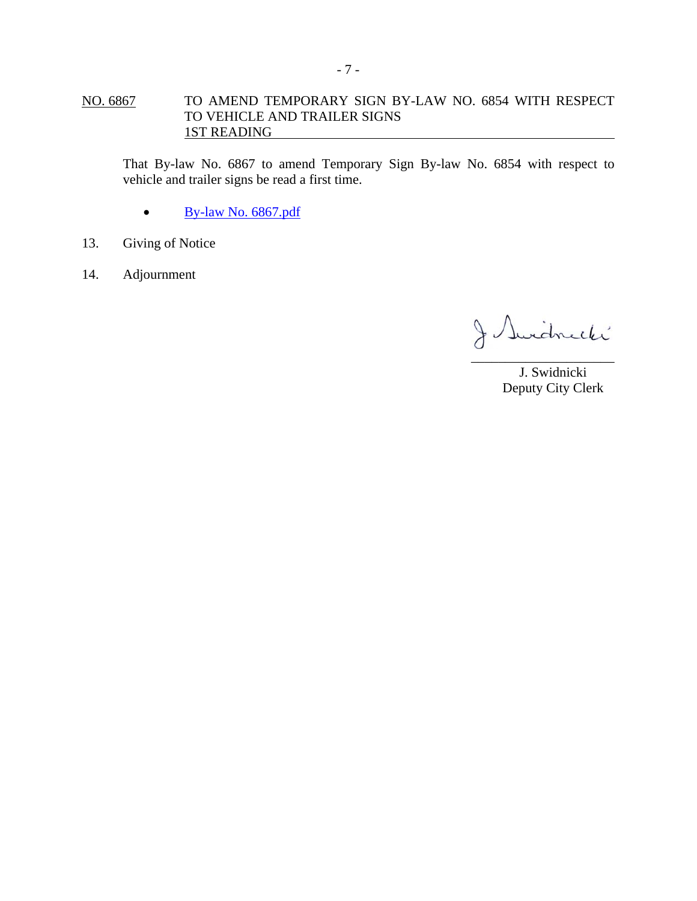NO. 6867 TO AMEND TEMPORARY SIGN BY-LAW NO. 6854 WITH RESPECT TO VEHICLE AND TRAILER SIGNS
1ST READING

That By-law No. 6867 to amend Temporary Sign By-law No. 6854 with respect to vehicle and trailer signs be read a first time.

- By-law No. 6867.pdf

13. Giving of Notice

14. Adjournment

J. Swidnicki
Deputy City Clerk